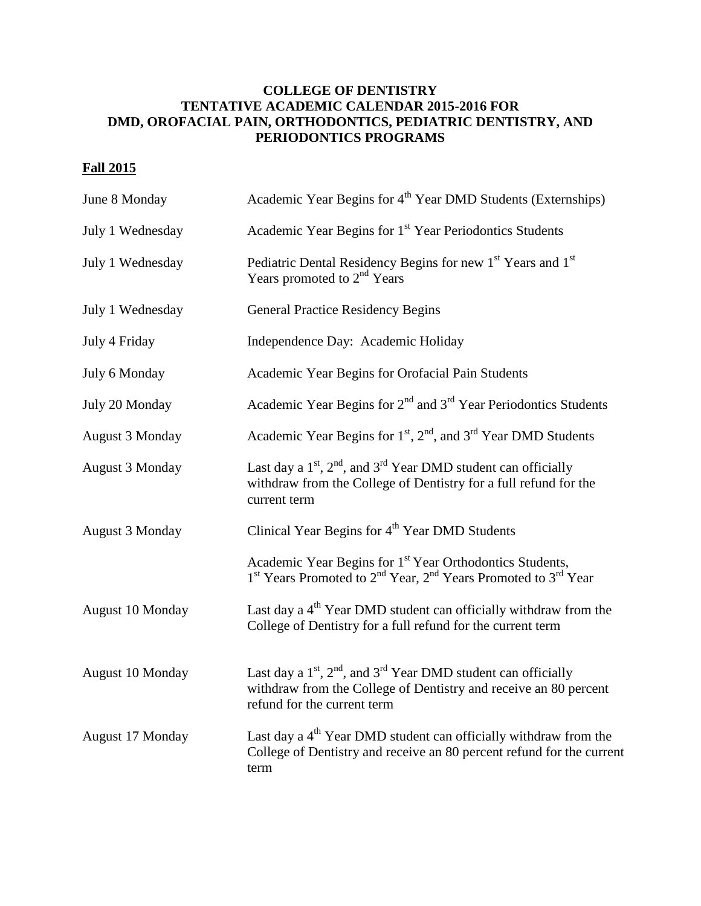# COLLEGE OF DENTISTRY
# TENTATIVE ACADEMIC CALENDAR 2015-2016 FOR DMD, OROFACIAL PAIN, ORTHODONTICS, PEDIATRIC DENTISTRY, AND PERIODONTICS PROGRAMS

## Fall 2015

| | |
|---|---|
| June 8 Monday | Academic Year Begins for 4th Year DMD Students (Externships) |
| July 1 Wednesday | Academic Year Begins for 1st Year Periodontics Students |
| July 1 Wednesday | Pediatric Dental Residency Begins for new 1st Years and 1st Years promoted to 2nd Years |
| July 1 Wednesday | General Practice Residency Begins |
| July 4 Friday | Independence Day: Academic Holiday |
| July 6 Monday | Academic Year Begins for Orofacial Pain Students |
| July 20 Monday | Academic Year Begins for 2nd and 3rd Year Periodontics Students |
| August 3 Monday | Academic Year Begins for 1st, 2nd, and 3rd Year DMD Students |
| August 3 Monday | Last day a 1st, 2nd, and 3rd Year DMD student can officially withdraw from the College of Dentistry for a full refund for the current term |
| August 3 Monday | Clinical Year Begins for 4th Year DMD Students |
| | Academic Year Begins for 1st Year Orthodontics Students, 1st Years Promoted to 2nd Year, 2nd Years Promoted to 3rd Year |
| August 10 Monday | Last day a 4th Year DMD student can officially withdraw from the College of Dentistry for a full refund for the current term |
| August 10 Monday | Last day a 1st, 2nd, and 3rd Year DMD student can officially withdraw from the College of Dentistry and receive an 80 percent refund for the current term |
| August 17 Monday | Last day a 4th Year DMD student can officially withdraw from the College of Dentistry and receive an 80 percent refund for the current term |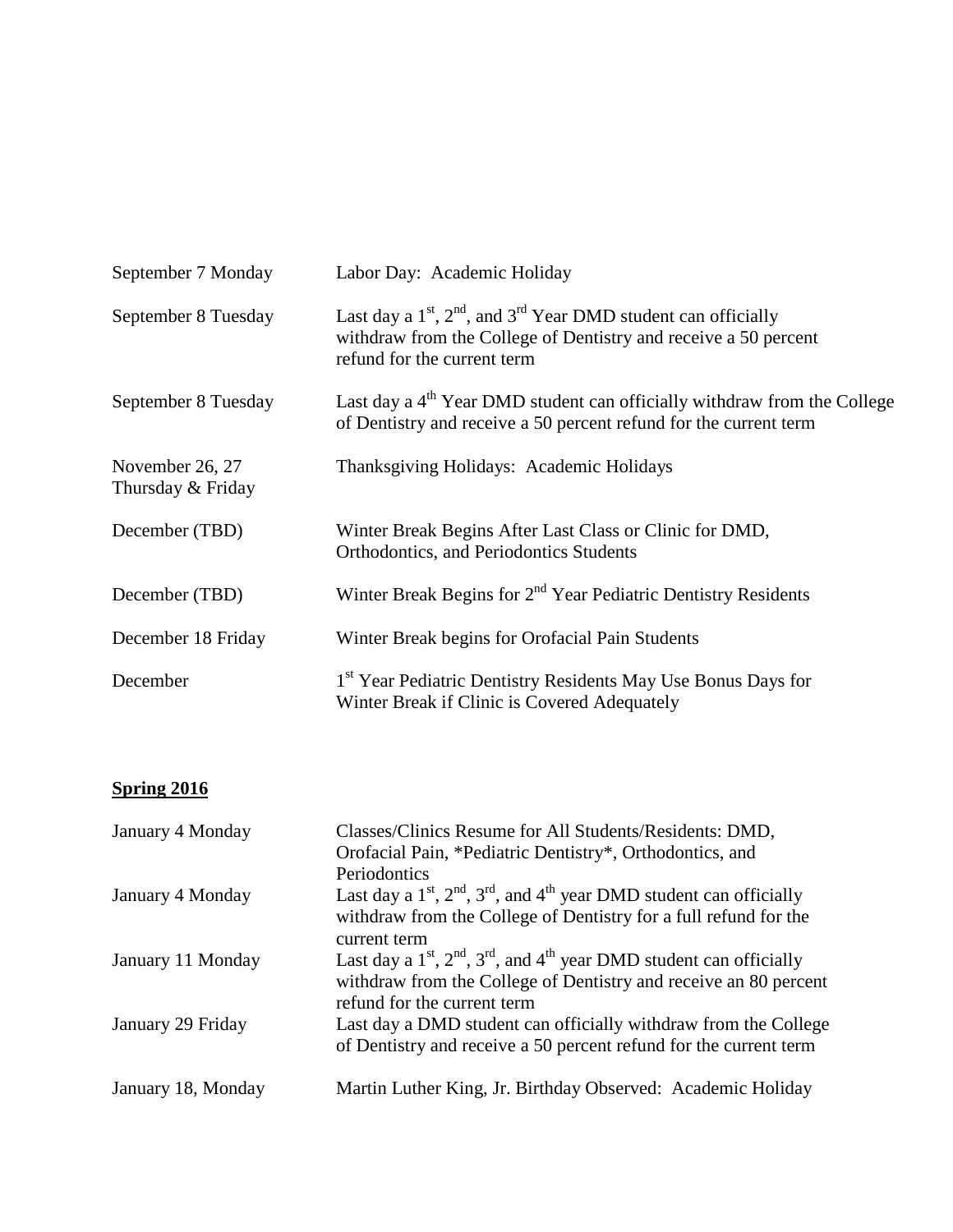| | |
|---|---|
| September 7 Monday | Labor Day: Academic Holiday |
| September 8 Tuesday | Last day a 1st, 2nd, and 3rd Year DMD student can officially withdraw from the College of Dentistry and receive a 50 percent refund for the current term |
| September 8 Tuesday | Last day a 4th Year DMD student can officially withdraw from the College of Dentistry and receive a 50 percent refund for the current term |
| November 26, 27 Thursday & Friday | Thanksgiving Holidays: Academic Holidays |
| December (TBD) | Winter Break Begins After Last Class or Clinic for DMD, Orthodontics, and Periodontics Students |
| December (TBD) | Winter Break Begins for 2nd Year Pediatric Dentistry Residents |
| December 18 Friday | Winter Break begins for Orofacial Pain Students |
| December | 1st Year Pediatric Dentistry Residents May Use Bonus Days for Winter Break if Clinic is Covered Adequately |

## **Spring 2016**

| | |
|---|---|
| January 4 Monday | Classes/Clinics Resume for All Students/Residents: DMD, Orofacial Pain, *Pediatric Dentistry*, Orthodontics, and Periodontics |
| January 4 Monday | Last day a 1st, 2nd, 3rd, and 4th year DMD student can officially withdraw from the College of Dentistry for a full refund for the current term |
| January 11 Monday | Last day a 1st, 2nd, 3rd, and 4th year DMD student can officially withdraw from the College of Dentistry and receive an 80 percent refund for the current term |
| January 29 Friday | Last day a DMD student can officially withdraw from the College of Dentistry and receive a 50 percent refund for the current term |
| January 18, Monday | Martin Luther King, Jr. Birthday Observed: Academic Holiday |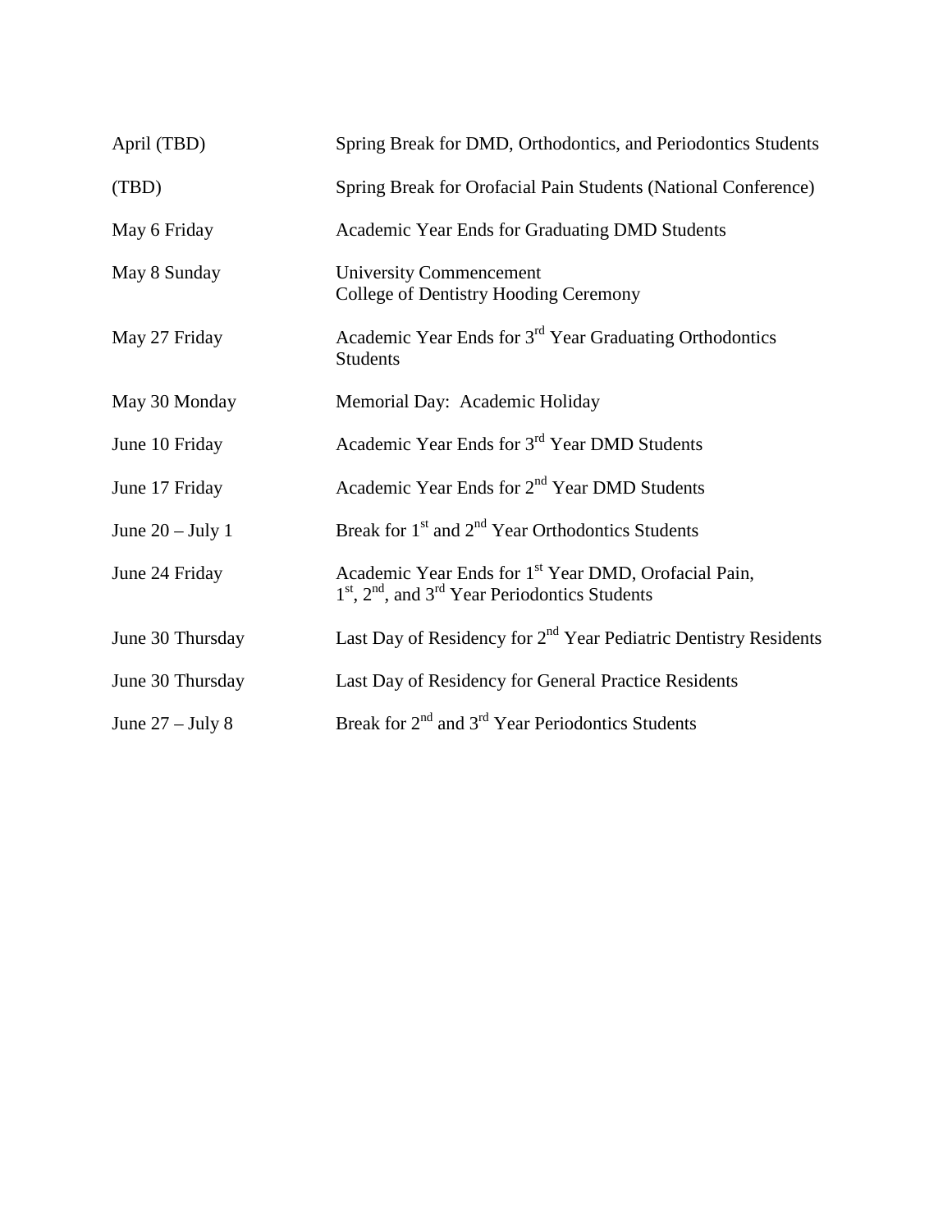| | |
|---|---|
| April (TBD) | Spring Break for DMD, Orthodontics, and Periodontics Students |
| (TBD) | Spring Break for Orofacial Pain Students (National Conference) |
| May 6 Friday | Academic Year Ends for Graduating DMD Students |
| May 8 Sunday | University Commencement<br>College of Dentistry Hooding Ceremony |
| May 27 Friday | Academic Year Ends for 3rd Year Graduating Orthodontics Students |
| May 30 Monday | Memorial Day: Academic Holiday |
| June 10 Friday | Academic Year Ends for 3rd Year DMD Students |
| June 17 Friday | Academic Year Ends for 2nd Year DMD Students |
| June 20 – July 1 | Break for 1st and 2nd Year Orthodontics Students |
| June 24 Friday | Academic Year Ends for 1st Year DMD, Orofacial Pain, 1st, 2nd, and 3rd Year Periodontics Students |
| June 30 Thursday | Last Day of Residency for 2nd Year Pediatric Dentistry Residents |
| June 30 Thursday | Last Day of Residency for General Practice Residents |
| June 27 – July 8 | Break for 2nd and 3rd Year Periodontics Students |